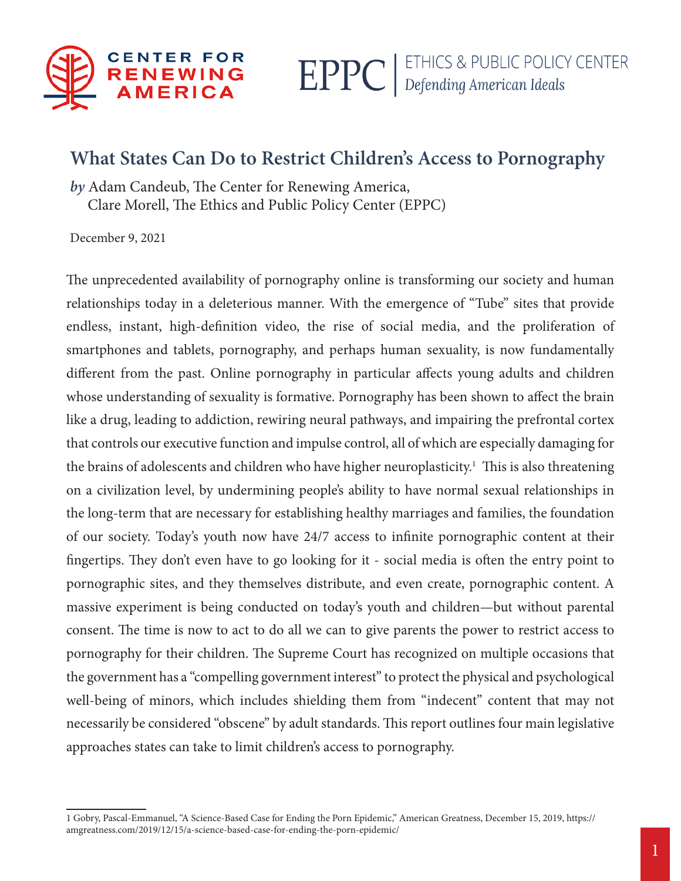CENTER FOR RENEWING AMERICA

EPPC | ETHICS & PUBLIC POLICY CENTER
*Defending American Ideals*

# What States Can Do to Restrict Children's Access to Pornography

***by*** Adam Candeub, The Center for Renewing America,
Clare Morell, The Ethics and Public Policy Center (EPPC)

December 9, 2021

The unprecedented availability of pornography online is transforming our society and human relationships today in a deleterious manner. With the emergence of "Tube" sites that provide endless, instant, high-definition video, the rise of social media, and the proliferation of smartphones and tablets, pornography, and perhaps human sexuality, is now fundamentally different from the past. Online pornography in particular affects young adults and children whose understanding of sexuality is formative. Pornography has been shown to affect the brain like a drug, leading to addiction, rewiring neural pathways, and impairing the prefrontal cortex that controls our executive function and impulse control, all of which are especially damaging for the brains of adolescents and children who have higher neuroplasticity.[1] This is also threatening on a civilization level, by undermining people's ability to have normal sexual relationships in the long-term that are necessary for establishing healthy marriages and families, the foundation of our society. Today's youth now have 24/7 access to infinite pornographic content at their fingertips. They don't even have to go looking for it - social media is often the entry point to pornographic sites, and they themselves distribute, and even create, pornographic content. A massive experiment is being conducted on today's youth and children—but without parental consent. The time is now to act to do all we can to give parents the power to restrict access to pornography for their children. The Supreme Court has recognized on multiple occasions that the government has a "compelling government interest" to protect the physical and psychological well-being of minors, which includes shielding them from "indecent" content that may not necessarily be considered "obscene" by adult standards. This report outlines four main legislative approaches states can take to limit children's access to pornography.

---

1 Gobry, Pascal-Emmanuel, "A Science-Based Case for Ending the Porn Epidemic," American Greatness, December 15, 2019, https://amgreatness.com/2019/12/15/a-science-based-case-for-ending-the-porn-epidemic/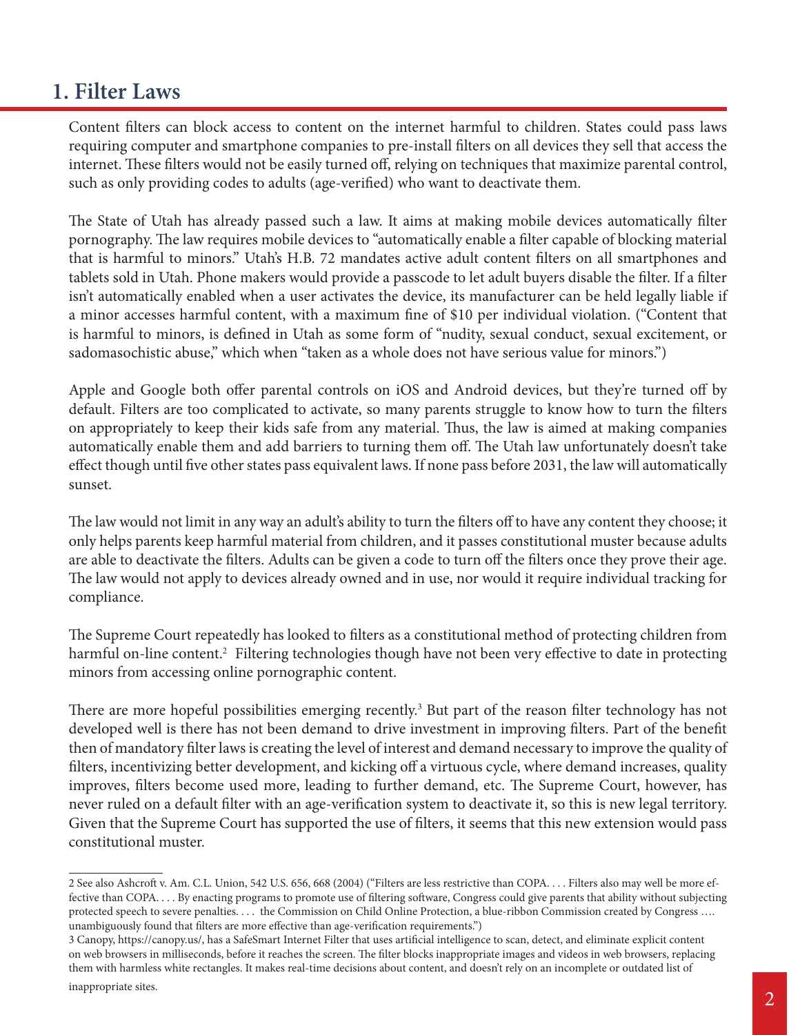## 1. Filter Laws

Content filters can block access to content on the internet harmful to children. States could pass laws requiring computer and smartphone companies to pre-install filters on all devices they sell that access the internet. These filters would not be easily turned off, relying on techniques that maximize parental control, such as only providing codes to adults (age-verified) who want to deactivate them.

The State of Utah has already passed such a law. It aims at making mobile devices automatically filter pornography. The law requires mobile devices to "automatically enable a filter capable of blocking material that is harmful to minors." Utah's H.B. 72 mandates active adult content filters on all smartphones and tablets sold in Utah. Phone makers would provide a passcode to let adult buyers disable the filter. If a filter isn't automatically enabled when a user activates the device, its manufacturer can be held legally liable if a minor accesses harmful content, with a maximum fine of $10 per individual violation. ("Content that is harmful to minors, is defined in Utah as some form of "nudity, sexual conduct, sexual excitement, or sadomasochistic abuse," which when "taken as a whole does not have serious value for minors.")

Apple and Google both offer parental controls on iOS and Android devices, but they're turned off by default. Filters are too complicated to activate, so many parents struggle to know how to turn the filters on appropriately to keep their kids safe from any material. Thus, the law is aimed at making companies automatically enable them and add barriers to turning them off. The Utah law unfortunately doesn't take effect though until five other states pass equivalent laws. If none pass before 2031, the law will automatically sunset.

The law would not limit in any way an adult's ability to turn the filters off to have any content they choose; it only helps parents keep harmful material from children, and it passes constitutional muster because adults are able to deactivate the filters. Adults can be given a code to turn off the filters once they prove their age. The law would not apply to devices already owned and in use, nor would it require individual tracking for compliance.

The Supreme Court repeatedly has looked to filters as a constitutional method of protecting children from harmful on-line content.[2] Filtering technologies though have not been very effective to date in protecting minors from accessing online pornographic content.

There are more hopeful possibilities emerging recently.[3] But part of the reason filter technology has not developed well is there has not been demand to drive investment in improving filters. Part of the benefit then of mandatory filter laws is creating the level of interest and demand necessary to improve the quality of filters, incentivizing better development, and kicking off a virtuous cycle, where demand increases, quality improves, filters become used more, leading to further demand, etc. The Supreme Court, however, has never ruled on a default filter with an age-verification system to deactivate it, so this is new legal territory. Given that the Supreme Court has supported the use of filters, it seems that this new extension would pass constitutional muster.

---

2 See also Ashcroft v. Am. C.L. Union, 542 U.S. 656, 668 (2004) ("Filters are less restrictive than COPA. . . . Filters also may well be more effective than COPA. . . . By enacting programs to promote use of filtering software, Congress could give parents that ability without subjecting protected speech to severe penalties. . . . the Commission on Child Online Protection, a blue-ribbon Commission created by Congress …. unambiguously found that filters are more effective than age-verification requirements.")

3 Canopy, https://canopy.us/, has a SafeSmart Internet Filter that uses artificial intelligence to scan, detect, and eliminate explicit content on web browsers in milliseconds, before it reaches the screen. The filter blocks inappropriate images and videos in web browsers, replacing them with harmless white rectangles. It makes real-time decisions about content, and doesn't rely on an incomplete or outdated list of inappropriate sites.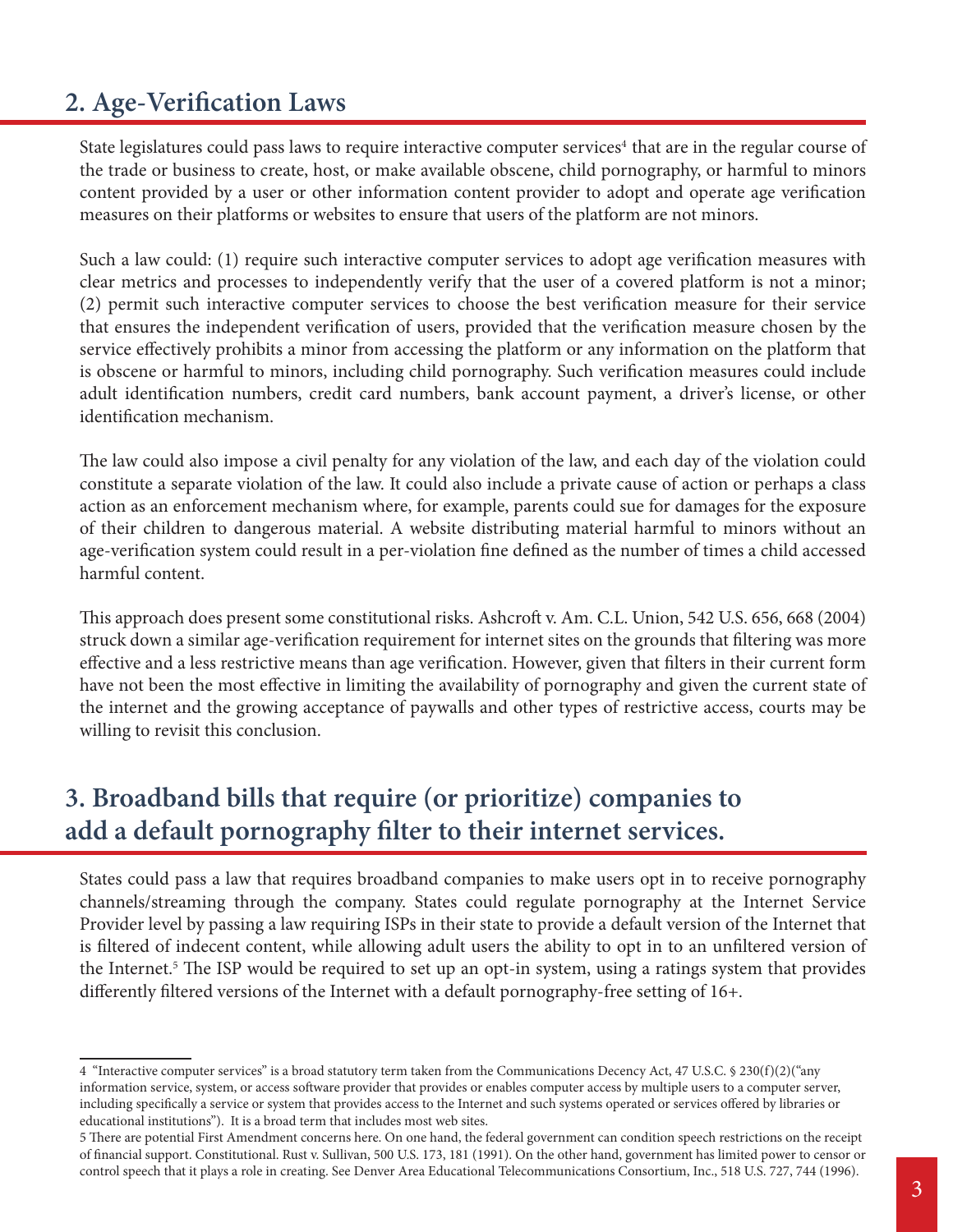## 2. Age-Verification Laws

State legislatures could pass laws to require interactive computer services[4] that are in the regular course of the trade or business to create, host, or make available obscene, child pornography, or harmful to minors content provided by a user or other information content provider to adopt and operate age verification measures on their platforms or websites to ensure that users of the platform are not minors.

Such a law could: (1) require such interactive computer services to adopt age verification measures with clear metrics and processes to independently verify that the user of a covered platform is not a minor; (2) permit such interactive computer services to choose the best verification measure for their service that ensures the independent verification of users, provided that the verification measure chosen by the service effectively prohibits a minor from accessing the platform or any information on the platform that is obscene or harmful to minors, including child pornography. Such verification measures could include adult identification numbers, credit card numbers, bank account payment, a driver's license, or other identification mechanism.

The law could also impose a civil penalty for any violation of the law, and each day of the violation could constitute a separate violation of the law. It could also include a private cause of action or perhaps a class action as an enforcement mechanism where, for example, parents could sue for damages for the exposure of their children to dangerous material. A website distributing material harmful to minors without an age-verification system could result in a per-violation fine defined as the number of times a child accessed harmful content.

This approach does present some constitutional risks. Ashcroft v. Am. C.L. Union, 542 U.S. 656, 668 (2004) struck down a similar age-verification requirement for internet sites on the grounds that filtering was more effective and a less restrictive means than age verification. However, given that filters in their current form have not been the most effective in limiting the availability of pornography and given the current state of the internet and the growing acceptance of paywalls and other types of restrictive access, courts may be willing to revisit this conclusion.

## 3. Broadband bills that require (or prioritize) companies to add a default pornography filter to their internet services.

States could pass a law that requires broadband companies to make users opt in to receive pornography channels/streaming through the company. States could regulate pornography at the Internet Service Provider level by passing a law requiring ISPs in their state to provide a default version of the Internet that is filtered of indecent content, while allowing adult users the ability to opt in to an unfiltered version of the Internet.[5] The ISP would be required to set up an opt-in system, using a ratings system that provides differently filtered versions of the Internet with a default pornography-free setting of 16+.

---

4 "Interactive computer services" is a broad statutory term taken from the Communications Decency Act, 47 U.S.C. § 230(f)(2)("any information service, system, or access software provider that provides or enables computer access by multiple users to a computer server, including specifically a service or system that provides access to the Internet and such systems operated or services offered by libraries or educational institutions"). It is a broad term that includes most web sites.

5 There are potential First Amendment concerns here. On one hand, the federal government can condition speech restrictions on the receipt of financial support. Constitutional. Rust v. Sullivan, 500 U.S. 173, 181 (1991). On the other hand, government has limited power to censor or control speech that it plays a role in creating. See Denver Area Educational Telecommunications Consortium, Inc., 518 U.S. 727, 744 (1996).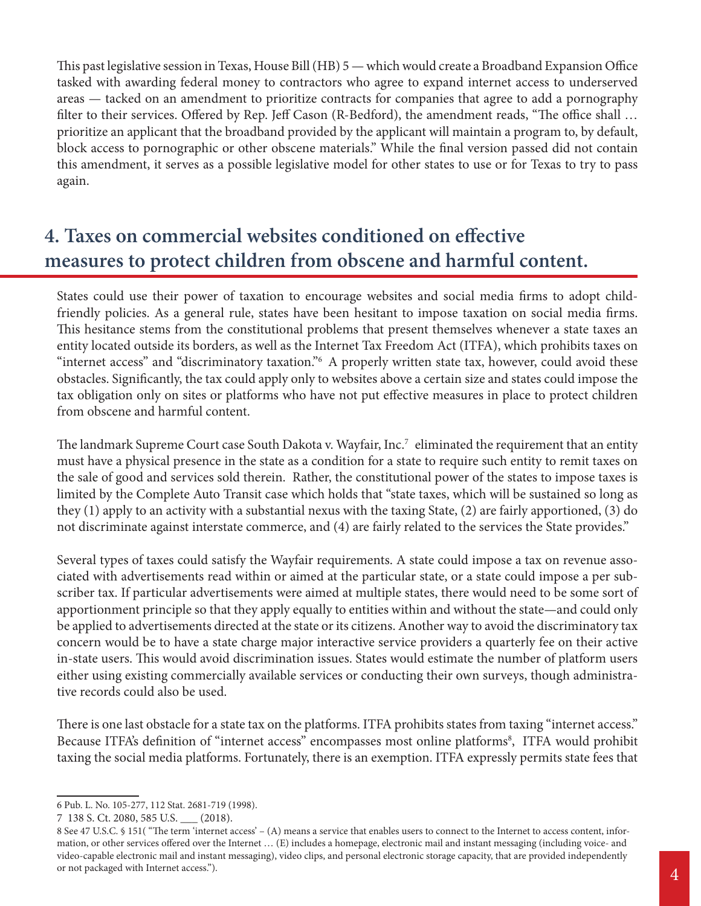This past legislative session in Texas, House Bill (HB) 5 — which would create a Broadband Expansion Office tasked with awarding federal money to contractors who agree to expand internet access to underserved areas — tacked on an amendment to prioritize contracts for companies that agree to add a pornography filter to their services. Offered by Rep. Jeff Cason (R-Bedford), the amendment reads, "The office shall … prioritize an applicant that the broadband provided by the applicant will maintain a program to, by default, block access to pornographic or other obscene materials." While the final version passed did not contain this amendment, it serves as a possible legislative model for other states to use or for Texas to try to pass again.

## 4. Taxes on commercial websites conditioned on effective measures to protect children from obscene and harmful content.

States could use their power of taxation to encourage websites and social media firms to adopt child-friendly policies. As a general rule, states have been hesitant to impose taxation on social media firms. This hesitance stems from the constitutional problems that present themselves whenever a state taxes an entity located outside its borders, as well as the Internet Tax Freedom Act (ITFA), which prohibits taxes on "internet access" and "discriminatory taxation."[6] A properly written state tax, however, could avoid these obstacles. Significantly, the tax could apply only to websites above a certain size and states could impose the tax obligation only on sites or platforms who have not put effective measures in place to protect children from obscene and harmful content.

The landmark Supreme Court case South Dakota v. Wayfair, Inc.[7] eliminated the requirement that an entity must have a physical presence in the state as a condition for a state to require such entity to remit taxes on the sale of good and services sold therein. Rather, the constitutional power of the states to impose taxes is limited by the Complete Auto Transit case which holds that "state taxes, which will be sustained so long as they (1) apply to an activity with a substantial nexus with the taxing State, (2) are fairly apportioned, (3) do not discriminate against interstate commerce, and (4) are fairly related to the services the State provides."

Several types of taxes could satisfy the Wayfair requirements. A state could impose a tax on revenue associated with advertisements read within or aimed at the particular state, or a state could impose a per subscriber tax. If particular advertisements were aimed at multiple states, there would need to be some sort of apportionment principle so that they apply equally to entities within and without the state—and could only be applied to advertisements directed at the state or its citizens. Another way to avoid the discriminatory tax concern would be to have a state charge major interactive service providers a quarterly fee on their active in-state users. This would avoid discrimination issues. States would estimate the number of platform users either using existing commercially available services or conducting their own surveys, though administrative records could also be used.

There is one last obstacle for a state tax on the platforms. ITFA prohibits states from taxing "internet access." Because ITFA's definition of "internet access" encompasses most online platforms[8], ITFA would prohibit taxing the social media platforms. Fortunately, there is an exemption. ITFA expressly permits state fees that

---

6 Pub. L. No. 105-277, 112 Stat. 2681-719 (1998).

7 138 S. Ct. 2080, 585 U.S. ___ (2018).

8 See 47 U.S.C. § 151( "The term 'internet access' – (A) means a service that enables users to connect to the Internet to access content, information, or other services offered over the Internet … (E) includes a homepage, electronic mail and instant messaging (including voice- and video-capable electronic mail and instant messaging), video clips, and personal electronic storage capacity, that are provided independently or not packaged with Internet access.").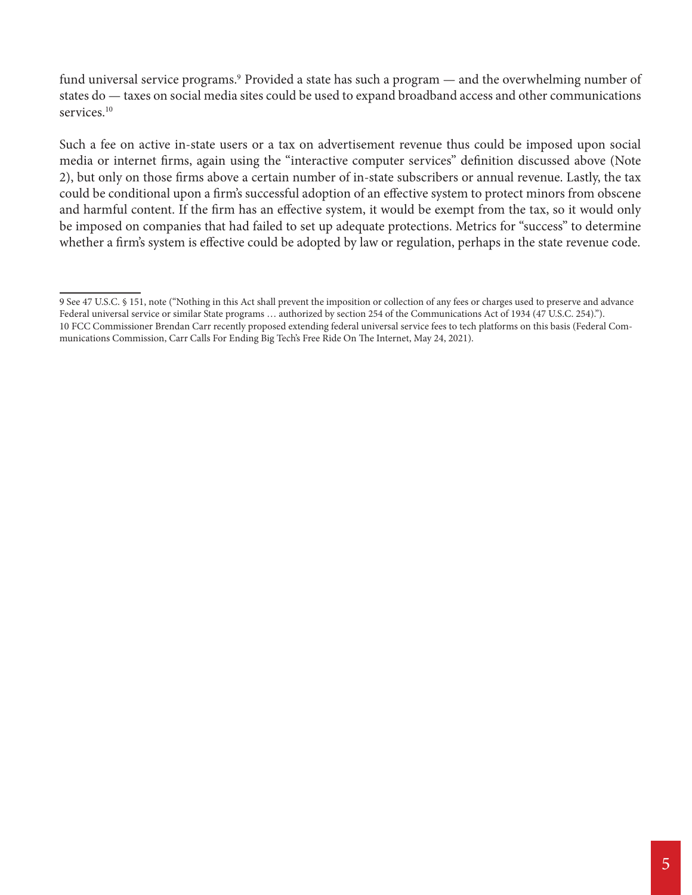fund universal service programs.[9] Provided a state has such a program — and the overwhelming number of states do — taxes on social media sites could be used to expand broadband access and other communications services.[10]

Such a fee on active in-state users or a tax on advertisement revenue thus could be imposed upon social media or internet firms, again using the "interactive computer services" definition discussed above (Note 2), but only on those firms above a certain number of in-state subscribers or annual revenue. Lastly, the tax could be conditional upon a firm's successful adoption of an effective system to protect minors from obscene and harmful content. If the firm has an effective system, it would be exempt from the tax, so it would only be imposed on companies that had failed to set up adequate protections. Metrics for "success" to determine whether a firm's system is effective could be adopted by law or regulation, perhaps in the state revenue code.

---

9 See 47 U.S.C. § 151, note ("Nothing in this Act shall prevent the imposition or collection of any fees or charges used to preserve and advance Federal universal service or similar State programs … authorized by section 254 of the Communications Act of 1934 (47 U.S.C. 254).").

10 FCC Commissioner Brendan Carr recently proposed extending federal universal service fees to tech platforms on this basis (Federal Communications Commission, Carr Calls For Ending Big Tech's Free Ride On The Internet, May 24, 2021).